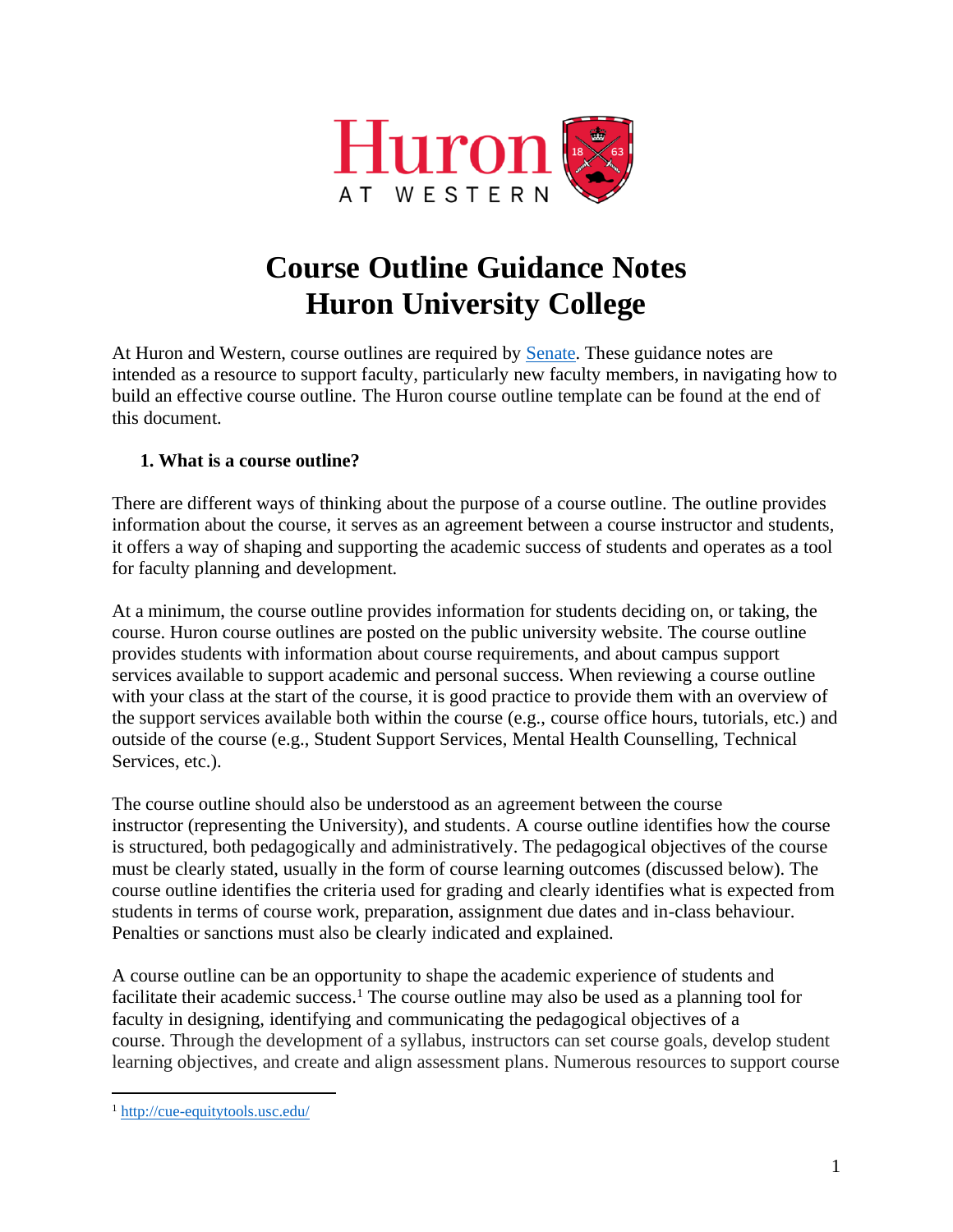# Course Outline Guidance Notes
# Huron University College

At Huron and Western, course outlines are required by [Senate](). These guidance notes are intended as a resource to support faculty, particularly new faculty members, in navigating how to build an effective course outline. The Huron course outline template can be found at the end of this document.

## 1. What is a course outline?

There are different ways of thinking about the purpose of a course outline. The outline provides information about the course, it serves as an agreement between a course instructor and students, it offers a way of shaping and supporting the academic success of students and operates as a tool for faculty planning and development.

At a minimum, the course outline provides information for students deciding on, or taking, the course. Huron course outlines are posted on the public university website. The course outline provides students with information about course requirements, and about campus support services available to support academic and personal success. When reviewing a course outline with your class at the start of the course, it is good practice to provide them with an overview of the support services available both within the course (e.g., course office hours, tutorials, etc.) and outside of the course (e.g., Student Support Services, Mental Health Counselling, Technical Services, etc.).

The course outline should also be understood as an agreement between the course instructor (representing the University), and students. A course outline identifies how the course is structured, both pedagogically and administratively. The pedagogical objectives of the course must be clearly stated, usually in the form of course learning outcomes (discussed below). The course outline identifies the criteria used for grading and clearly identifies what is expected from students in terms of course work, preparation, assignment due dates and in-class behaviour. Penalties or sanctions must also be clearly indicated and explained.

A course outline can be an opportunity to shape the academic experience of students and facilitate their academic success.[1] The course outline may also be used as a planning tool for faculty in designing, identifying and communicating the pedagogical objectives of a course. Through the development of a syllabus, instructors can set course goals, develop student learning objectives, and create and align assessment plans. Numerous resources to support course

[1] http://cue-equitytools.usc.edu/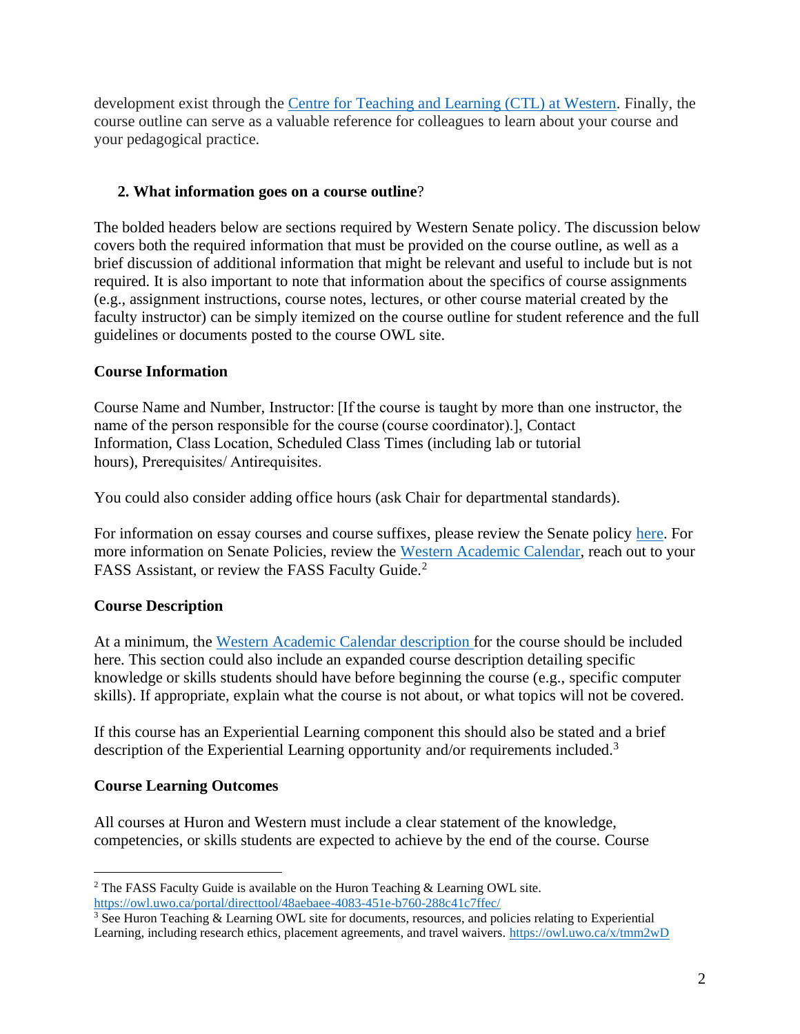development exist through the Centre for Teaching and Learning (CTL) at Western. Finally, the course outline can serve as a valuable reference for colleagues to learn about your course and your pedagogical practice.

## 2. What information goes on a course outline?

The bolded headers below are sections required by Western Senate policy. The discussion below covers both the required information that must be provided on the course outline, as well as a brief discussion of additional information that might be relevant and useful to include but is not required. It is also important to note that information about the specifics of course assignments (e.g., assignment instructions, course notes, lectures, or other course material created by the faculty instructor) can be simply itemized on the course outline for student reference and the full guidelines or documents posted to the course OWL site.

### Course Information

Course Name and Number, Instructor: [If the course is taught by more than one instructor, the name of the person responsible for the course (course coordinator).], Contact Information, Class Location, Scheduled Class Times (including lab or tutorial hours), Prerequisites/ Antirequisites.

You could also consider adding office hours (ask Chair for departmental standards).

For information on essay courses and course suffixes, please review the Senate policy here. For more information on Senate Policies, review the Western Academic Calendar, reach out to your FASS Assistant, or review the FASS Faculty Guide.[2]

### Course Description

At a minimum, the Western Academic Calendar description for the course should be included here. This section could also include an expanded course description detailing specific knowledge or skills students should have before beginning the course (e.g., specific computer skills). If appropriate, explain what the course is not about, or what topics will not be covered.

If this course has an Experiential Learning component this should also be stated and a brief description of the Experiential Learning opportunity and/or requirements included.[3]

### Course Learning Outcomes

All courses at Huron and Western must include a clear statement of the knowledge, competencies, or skills students are expected to achieve by the end of the course. Course

---

[2] The FASS Faculty Guide is available on the Huron Teaching & Learning OWL site. https://owl.uwo.ca/portal/directtool/48aebaee-4083-451e-b760-288c41c7ffec/

[3] See Huron Teaching & Learning OWL site for documents, resources, and policies relating to Experiential Learning, including research ethics, placement agreements, and travel waivers. https://owl.uwo.ca/x/tmm2wD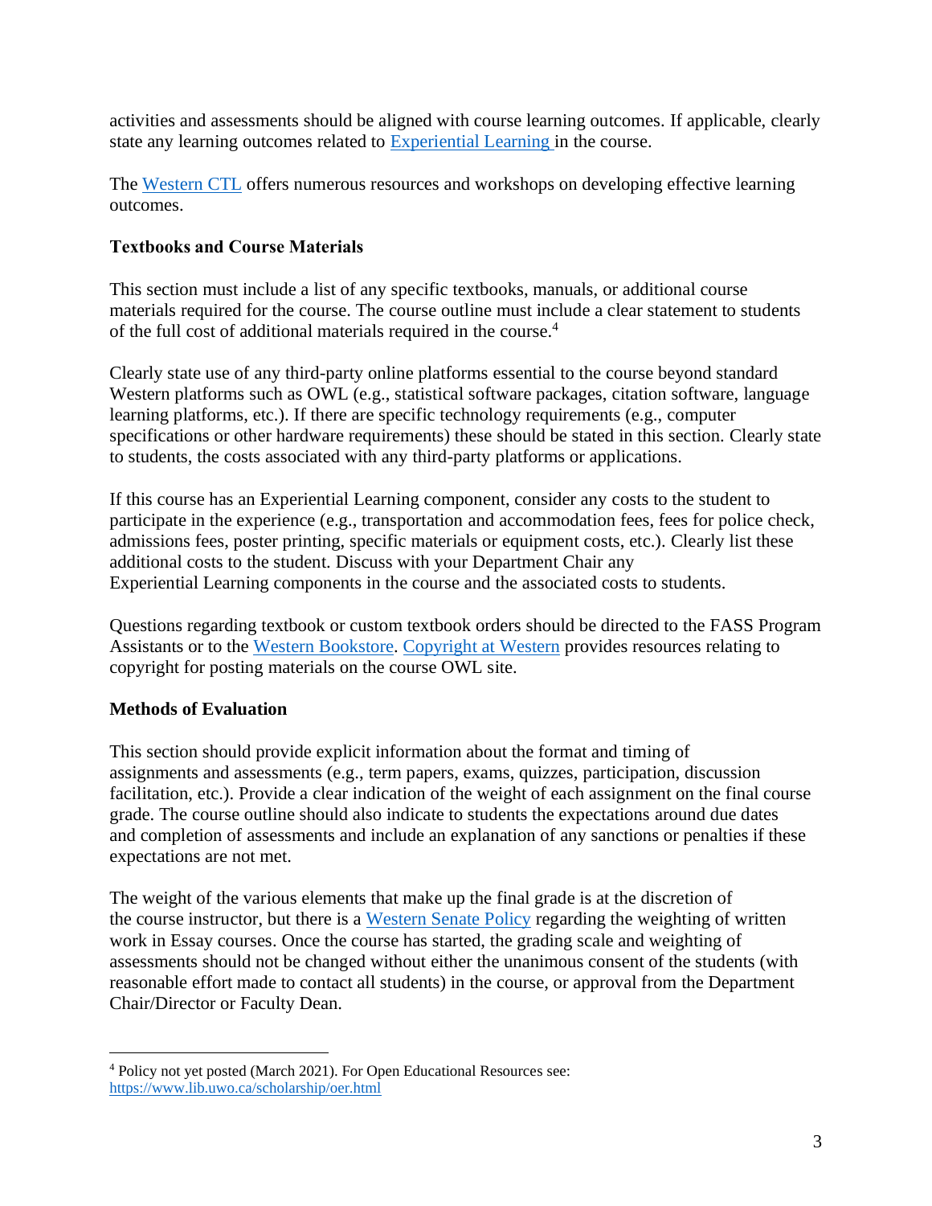activities and assessments should be aligned with course learning outcomes. If applicable, clearly state any learning outcomes related to Experiential Learning in the course.

The Western CTL offers numerous resources and workshops on developing effective learning outcomes.

### Textbooks and Course Materials

This section must include a list of any specific textbooks, manuals, or additional course materials required for the course. The course outline must include a clear statement to students of the full cost of additional materials required in the course.[4]

Clearly state use of any third-party online platforms essential to the course beyond standard Western platforms such as OWL (e.g., statistical software packages, citation software, language learning platforms, etc.). If there are specific technology requirements (e.g., computer specifications or other hardware requirements) these should be stated in this section. Clearly state to students, the costs associated with any third-party platforms or applications.

If this course has an Experiential Learning component, consider any costs to the student to participate in the experience (e.g., transportation and accommodation fees, fees for police check, admissions fees, poster printing, specific materials or equipment costs, etc.). Clearly list these additional costs to the student. Discuss with your Department Chair any Experiential Learning components in the course and the associated costs to students.

Questions regarding textbook or custom textbook orders should be directed to the FASS Program Assistants or to the Western Bookstore. Copyright at Western provides resources relating to copyright for posting materials on the course OWL site.

### Methods of Evaluation

This section should provide explicit information about the format and timing of assignments and assessments (e.g., term papers, exams, quizzes, participation, discussion facilitation, etc.). Provide a clear indication of the weight of each assignment on the final course grade. The course outline should also indicate to students the expectations around due dates and completion of assessments and include an explanation of any sanctions or penalties if these expectations are not met.

The weight of the various elements that make up the final grade is at the discretion of the course instructor, but there is a Western Senate Policy regarding the weighting of written work in Essay courses. Once the course has started, the grading scale and weighting of assessments should not be changed without either the unanimous consent of the students (with reasonable effort made to contact all students) in the course, or approval from the Department Chair/Director or Faculty Dean.

---

[4] Policy not yet posted (March 2021). For Open Educational Resources see: https://www.lib.uwo.ca/scholarship/oer.html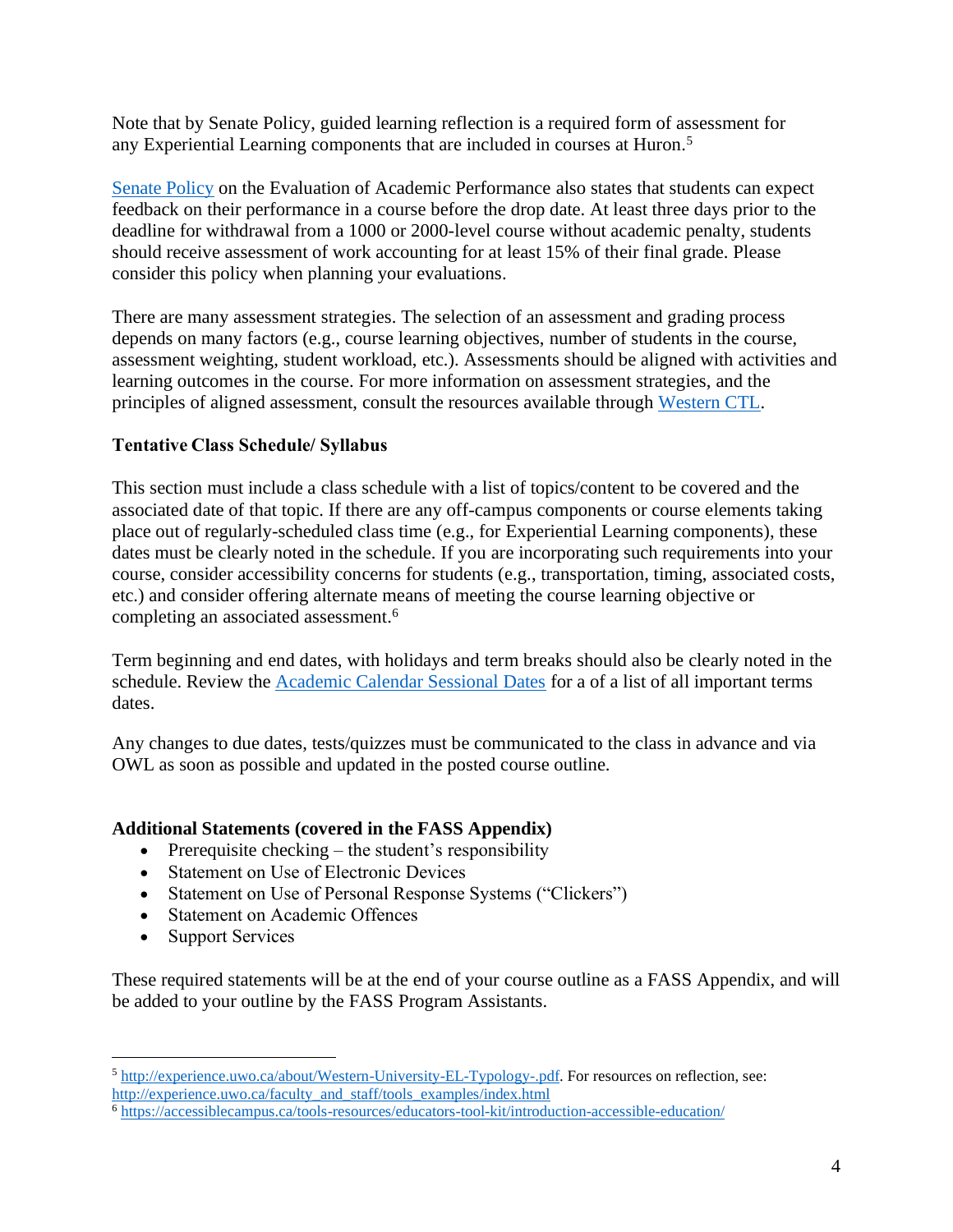Note that by Senate Policy, guided learning reflection is a required form of assessment for any Experiential Learning components that are included in courses at Huron.[5]

[Senate Policy](#) on the Evaluation of Academic Performance also states that students can expect feedback on their performance in a course before the drop date. At least three days prior to the deadline for withdrawal from a 1000 or 2000-level course without academic penalty, students should receive assessment of work accounting for at least 15% of their final grade. Please consider this policy when planning your evaluations.

There are many assessment strategies. The selection of an assessment and grading process depends on many factors (e.g., course learning objectives, number of students in the course, assessment weighting, student workload, etc.). Assessments should be aligned with activities and learning outcomes in the course. For more information on assessment strategies, and the principles of aligned assessment, consult the resources available through [Western CTL](#).

**Tentative Class Schedule/ Syllabus**

This section must include a class schedule with a list of topics/content to be covered and the associated date of that topic. If there are any off-campus components or course elements taking place out of regularly-scheduled class time (e.g., for Experiential Learning components), these dates must be clearly noted in the schedule. If you are incorporating such requirements into your course, consider accessibility concerns for students (e.g., transportation, timing, associated costs, etc.) and consider offering alternate means of meeting the course learning objective or completing an associated assessment.[6]

Term beginning and end dates, with holidays and term breaks should also be clearly noted in the schedule. Review the [Academic Calendar Sessional Dates](#) for a of a list of all important terms dates.

Any changes to due dates, tests/quizzes must be communicated to the class in advance and via OWL as soon as possible and updated in the posted course outline.

**Additional Statements (covered in the FASS Appendix)**

- Prerequisite checking – the student's responsibility
- Statement on Use of Electronic Devices
- Statement on Use of Personal Response Systems ("Clickers")
- Statement on Academic Offences
- Support Services

These required statements will be at the end of your course outline as a FASS Appendix, and will be added to your outline by the FASS Program Assistants.

---

[5] http://experience.uwo.ca/about/Western-University-EL-Typology-.pdf. For resources on reflection, see: http://experience.uwo.ca/faculty_and_staff/tools_examples/index.html

[6] https://accessiblecampus.ca/tools-resources/educators-tool-kit/introduction-accessible-education/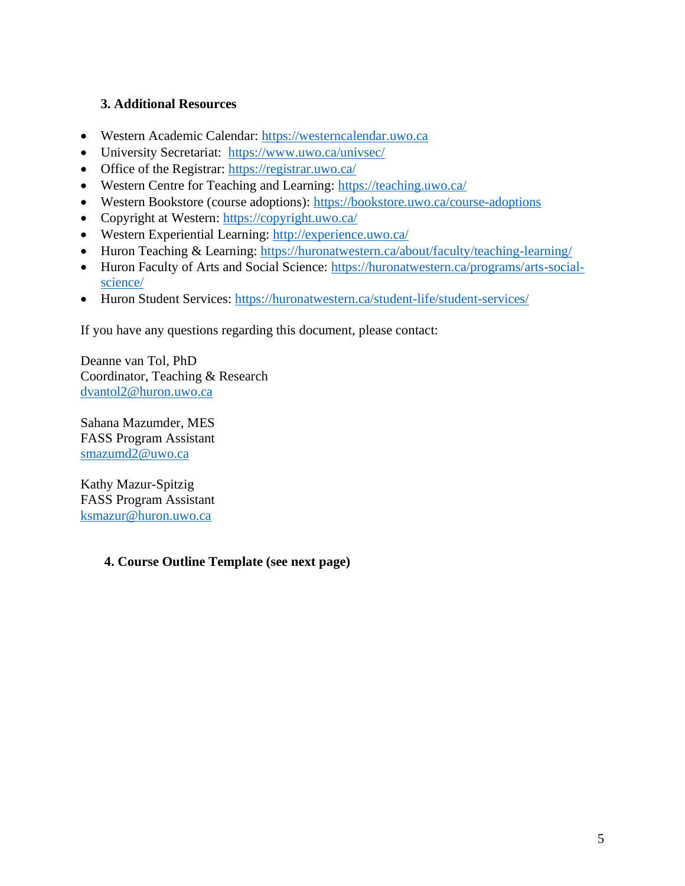### 3. Additional Resources

- Western Academic Calendar: https://westerncalendar.uwo.ca
- University Secretariat: https://www.uwo.ca/univsec/
- Office of the Registrar: https://registrar.uwo.ca/
- Western Centre for Teaching and Learning: https://teaching.uwo.ca/
- Western Bookstore (course adoptions): https://bookstore.uwo.ca/course-adoptions
- Copyright at Western: https://copyright.uwo.ca/
- Western Experiential Learning: http://experience.uwo.ca/
- Huron Teaching & Learning: https://huronatwestern.ca/about/faculty/teaching-learning/
- Huron Faculty of Arts and Social Science: https://huronatwestern.ca/programs/arts-social-science/
- Huron Student Services: https://huronatwestern.ca/student-life/student-services/

If you have any questions regarding this document, please contact:

Deanne van Tol, PhD
Coordinator, Teaching & Research
dvantol2@huron.uwo.ca

Sahana Mazumder, MES
FASS Program Assistant
smazumd2@uwo.ca

Kathy Mazur-Spitzig
FASS Program Assistant
ksmazur@huron.uwo.ca

### 4. Course Outline Template (see next page)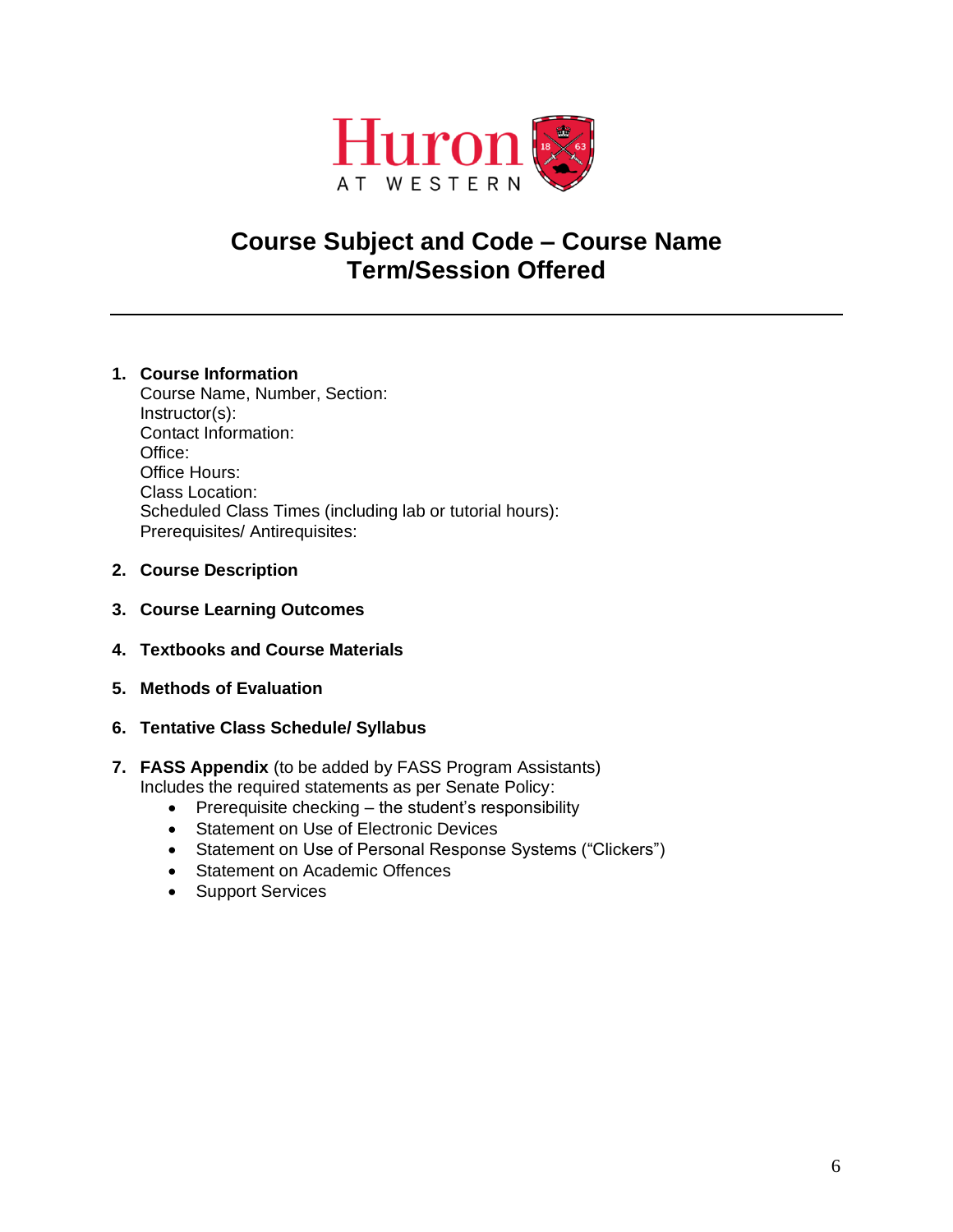Huron
AT WESTERN

# Course Subject and Code – Course Name
# Term/Session Offered

---

1. **Course Information**
   Course Name, Number, Section:
   Instructor(s):
   Contact Information:
   Office:
   Office Hours:
   Class Location:
   Scheduled Class Times (including lab or tutorial hours):
   Prerequisites/ Antirequisites:

2. **Course Description**

3. **Course Learning Outcomes**

4. **Textbooks and Course Materials**

5. **Methods of Evaluation**

6. **Tentative Class Schedule/ Syllabus**

7. **FASS Appendix** (to be added by FASS Program Assistants)
   Includes the required statements as per Senate Policy:
   - Prerequisite checking – the student's responsibility
   - Statement on Use of Electronic Devices
   - Statement on Use of Personal Response Systems ("Clickers")
   - Statement on Academic Offences
   - Support Services